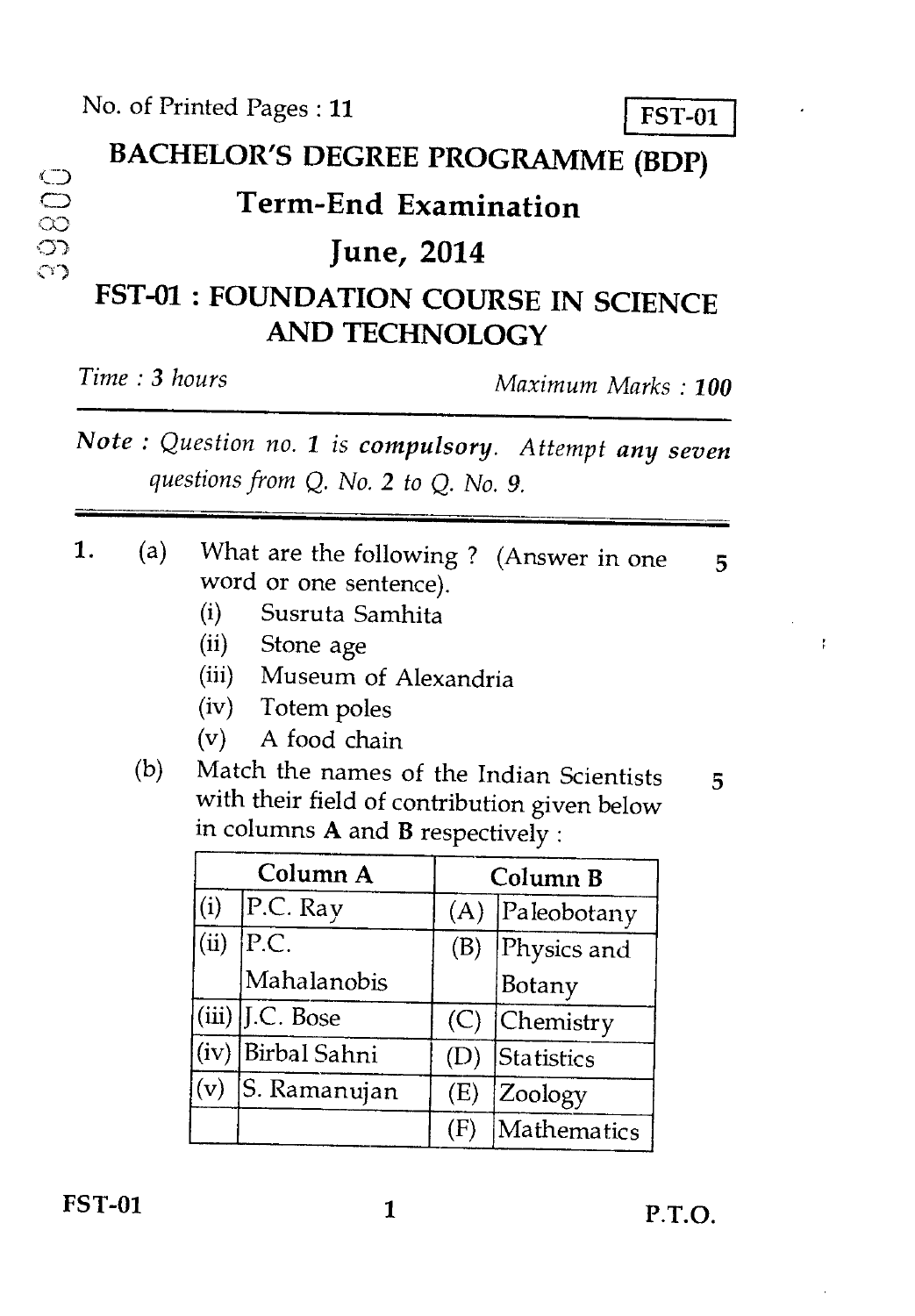No. of Printed Pages : 11

**FST-01**

# BACHELOR'S DEGREE PROGRAMME (BDP)

## Term-End Examination

## June, 2014

## FST-01 : FOUNDATION COURSE IN SCIENCE AND TECHNOLOGY

*Time : 3 hours* *Maximum Marks : 100*

*Note : Question no. 1 is* ***compulsory****. Attempt* ***any seven*** *questions from Q. No. 2 to Q. No. 9.*

---

1. (a) What are the following ? (Answer in one word or one sentence). **5**

   (i) Susruta Samhita

   (ii) Stone age

   (iii) Museum of Alexandria

   (iv) Totem poles

   (v) A food chain

   (b) Match the names of the Indian Scientists with their field of contribution given below in columns **A** and **B** respectively : **5**

| Column A | | Column B | |
|---|---|---|---|
| (i) | P.C. Ray | (A) | Paleobotany |
| (ii) | P.C. Mahalanobis | (B) | Physics and Botany |
| (iii) | J.C. Bose | (C) | Chemistry |
| (iv) | Birbal Sahni | (D) | Statistics |
| (v) | S. Ramanujan | (E) | Zoology |
| | | (F) | Mathematics |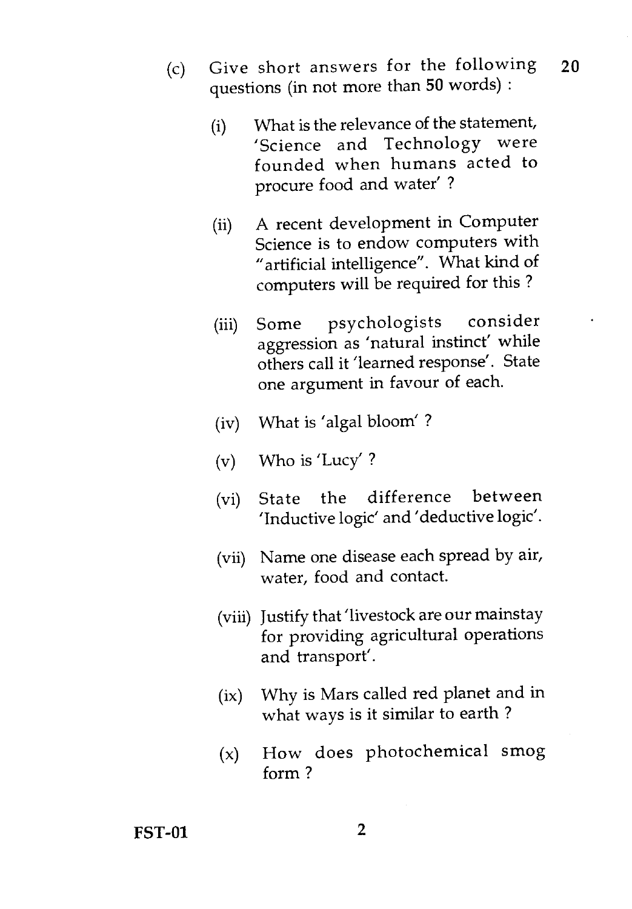(c) Give short answers for the following questions (in not more than **50** words) : **20**

(i) What is the relevance of the statement, 'Science and Technology were founded when humans acted to procure food and water' ?

(ii) A recent development in Computer Science is to endow computers with "artificial intelligence". What kind of computers will be required for this ?

(iii) Some psychologists consider aggression as 'natural instinct' while others call it 'learned response'. State one argument in favour of each.

(iv) What is 'algal bloom' ?

(v) Who is 'Lucy' ?

(vi) State the difference between 'Inductive logic' and 'deductive logic'.

(vii) Name one disease each spread by air, water, food and contact.

(viii) Justify that 'livestock are our mainstay for providing agricultural operations and transport'.

(ix) Why is Mars called red planet and in what ways is it similar to earth ?

(x) How does photochemical smog form ?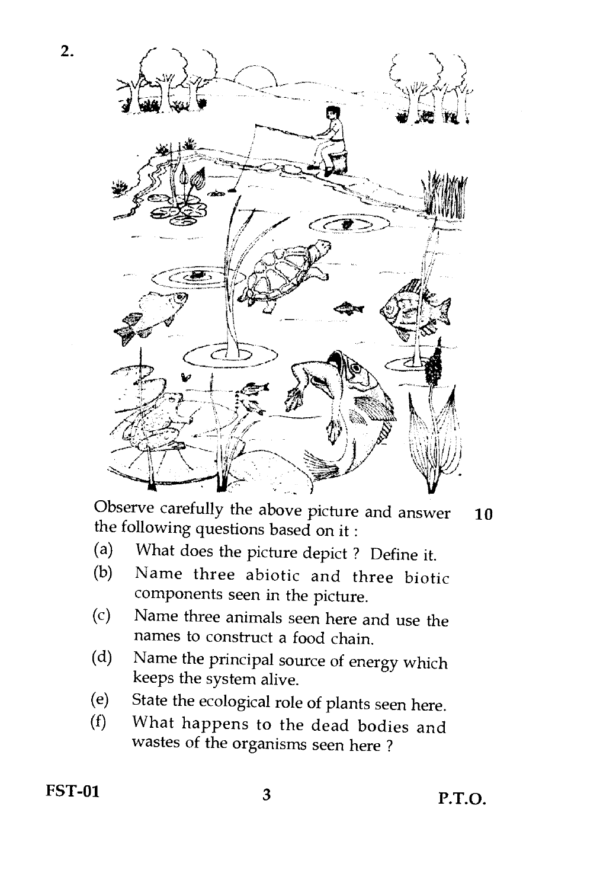2.

Observe carefully the above picture and answer the following questions based on it : **10**

(a) What does the picture depict ? Define it.

(b) Name three abiotic and three biotic components seen in the picture.

(c) Name three animals seen here and use the names to construct a food chain.

(d) Name the principal source of energy which keeps the system alive.

(e) State the ecological role of plants seen here.

(f) What happens to the dead bodies and wastes of the organisms seen here ?

FST-01 P.T.O.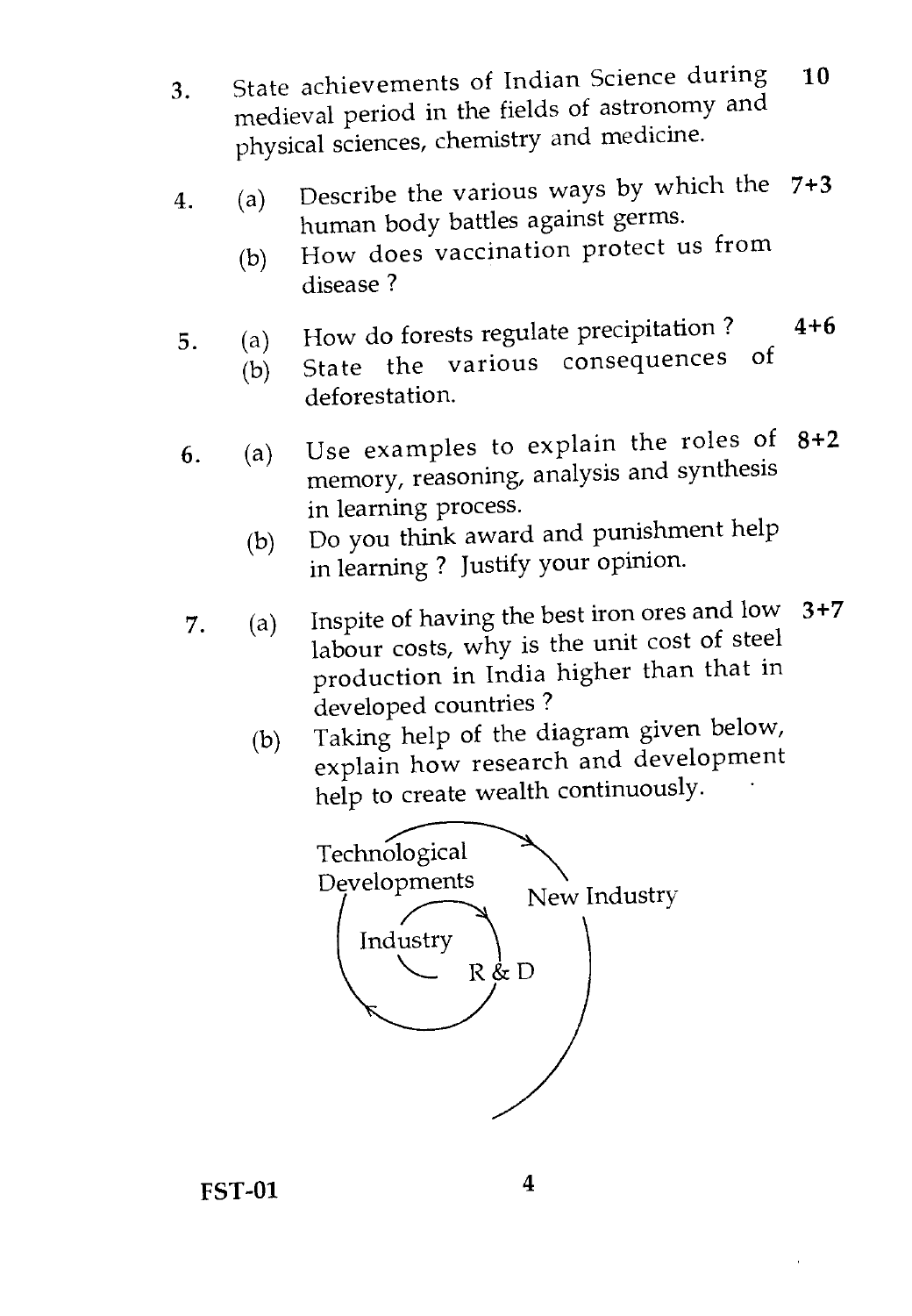3. State achievements of Indian Science during medieval period in the fields of astronomy and physical sciences, chemistry and medicine. **10**

4. (a) Describe the various ways by which the human body battles against germs. **7+3**

   (b) How does vaccination protect us from disease ?

5. (a) How do forests regulate precipitation ? **4+6**

   (b) State the various consequences of deforestation.

6. (a) Use examples to explain the roles of memory, reasoning, analysis and synthesis in learning process. **8+2**

   (b) Do you think award and punishment help in learning ? Justify your opinion.

7. (a) Inspite of having the best iron ores and low labour costs, why is the unit cost of steel production in India higher than that in developed countries ? **3+7**

   (b) Taking help of the diagram given below, explain how research and development help to create wealth continuously.

Technological Developments

New Industry

Industry

R & D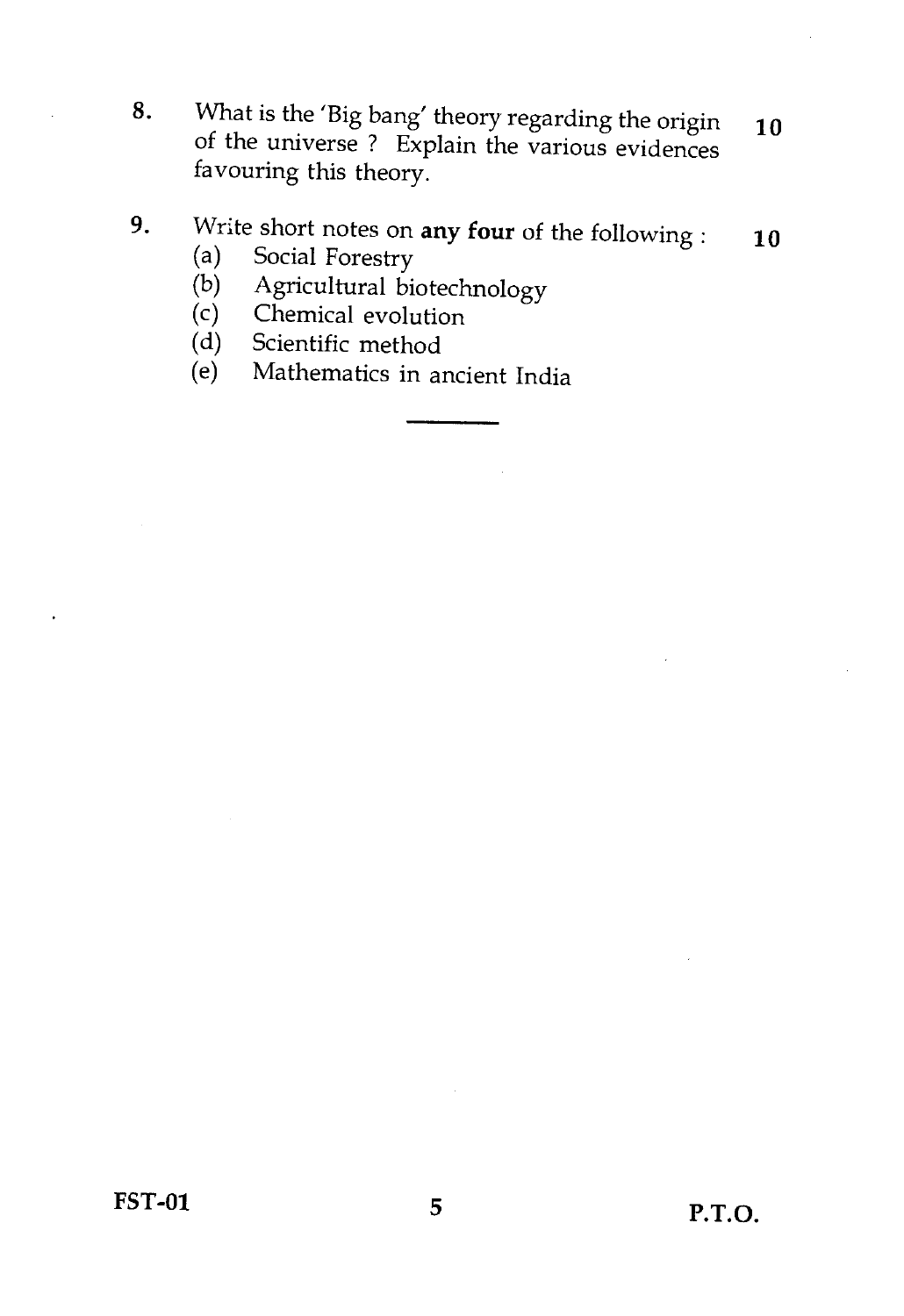8. What is the 'Big bang' theory regarding the origin of the universe ? Explain the various evidences favouring this theory. **10**

9. Write short notes on **any four** of the following : **10**
   - (a) Social Forestry
   - (b) Agricultural biotechnology
   - (c) Chemical evolution
   - (d) Scientific method
   - (e) Mathematics in ancient India

---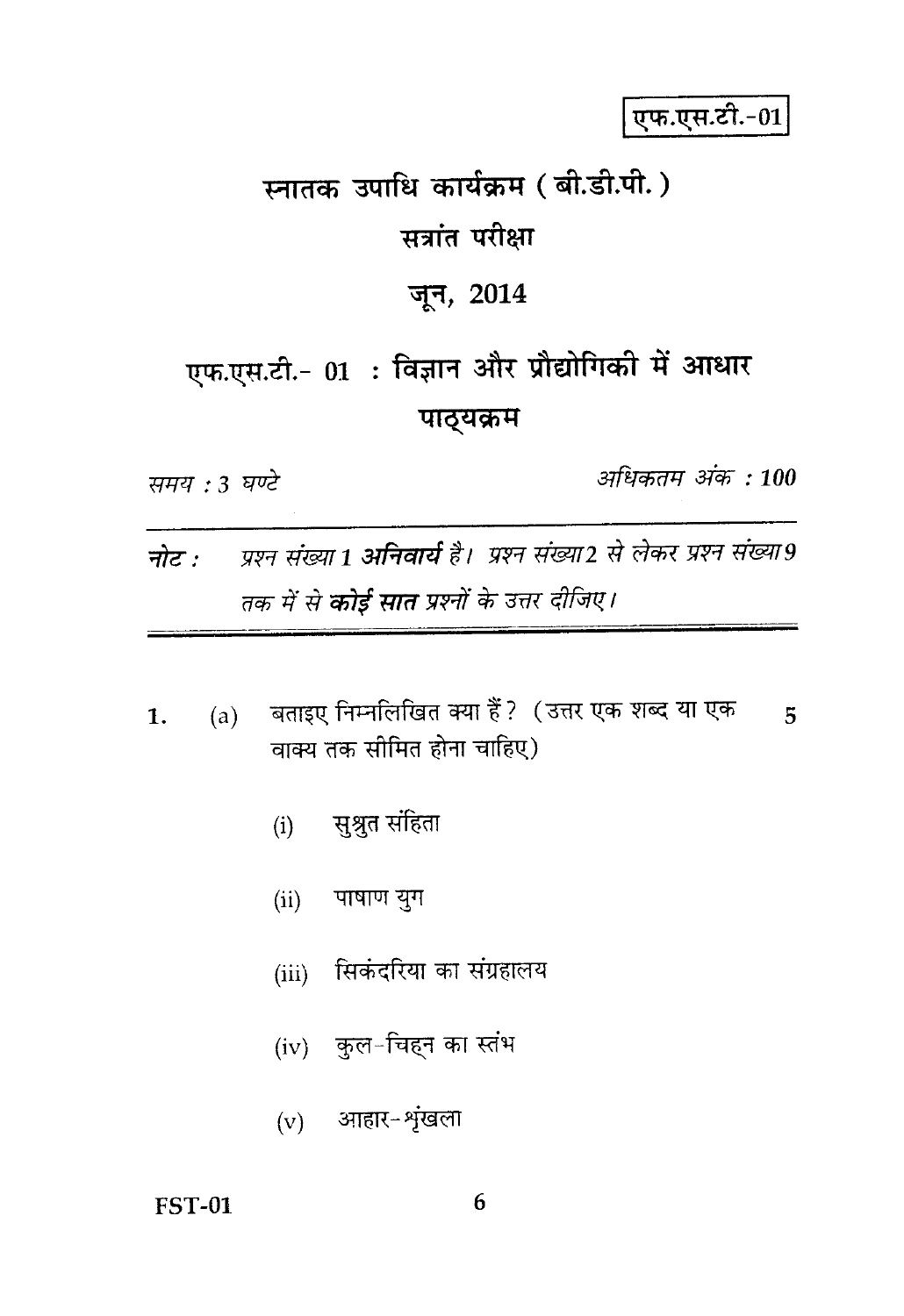एफ.एस.टी.-01

# स्नातक उपाधि कार्यक्रम ( बी.डी.पी. )

## सत्रांत परीक्षा

## जून, 2014

## एफ.एस.टी.- 01 : विज्ञान और प्रौद्योगिकी में आधार पाठ्यक्रम

*समय : 3 घण्टे* *अधिकतम अंक : 100*

---

**नोट :** *प्रश्न संख्या 1 **अनिवार्य** है। प्रश्न संख्या 2 से लेकर प्रश्न संख्या 9 तक में से **कोई सात** प्रश्नों के उत्तर दीजिए।*

---

1. (a) बताइए निम्नलिखित क्या हैं? (उत्तर एक शब्द या एक वाक्य तक सीमित होना चाहिए) 5

   (i) सुश्रुत संहिता

   (ii) पाषाण युग

   (iii) सिकंदरिया का संग्रहालय

   (iv) कुल-चिह्न का स्तंभ

   (v) आहार-शृंखला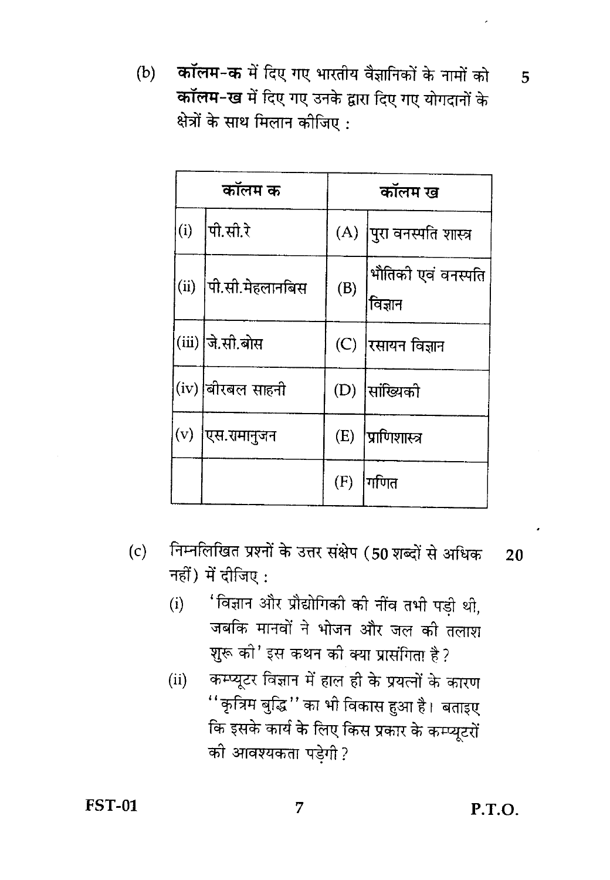(b) **कॉलम-क** में दिए गए भारतीय वैज्ञानिकों के नामों को **कॉलम-ख** में दिए गए उनके द्वारा दिए गए योगदानों के क्षेत्रों के साथ मिलान कीजिए : 5

| कॉलम क | | कॉलम ख | |
|---|---|---|---|
| (i) | पी.सी.रे | (A) | पुरा वनस्पति शास्त्र |
| (ii) | पी.सी.मेहलानबिस | (B) | भौतिकी एवं वनस्पति विज्ञान |
| (iii) | जे.सी.बोस | (C) | रसायन विज्ञान |
| (iv) | बीरबल साहनी | (D) | सांख्यिकी |
| (v) | एस.रामानुजन | (E) | प्राणिशास्त्र |
| | | (F) | गणित |

(c) निम्नलिखित प्रश्नों के उत्तर संक्षेप (50 शब्दों से अधिक नहीं) में दीजिए : 20

(i) 'विज्ञान और प्रौद्योगिकी की नींव तभी पड़ी थी, जबकि मानवों ने भोजन और जल की तलाश शुरू की' इस कथन की क्या प्रासंगिता है?

(ii) कम्प्यूटर विज्ञान में हाल ही के प्रयत्नों के कारण ''कृत्रिम बुद्धि'' का भी विकास हुआ है। बताइए कि इसके कार्य के लिए किस प्रकार के कम्प्यूटरों की आवश्यकता पड़ेगी?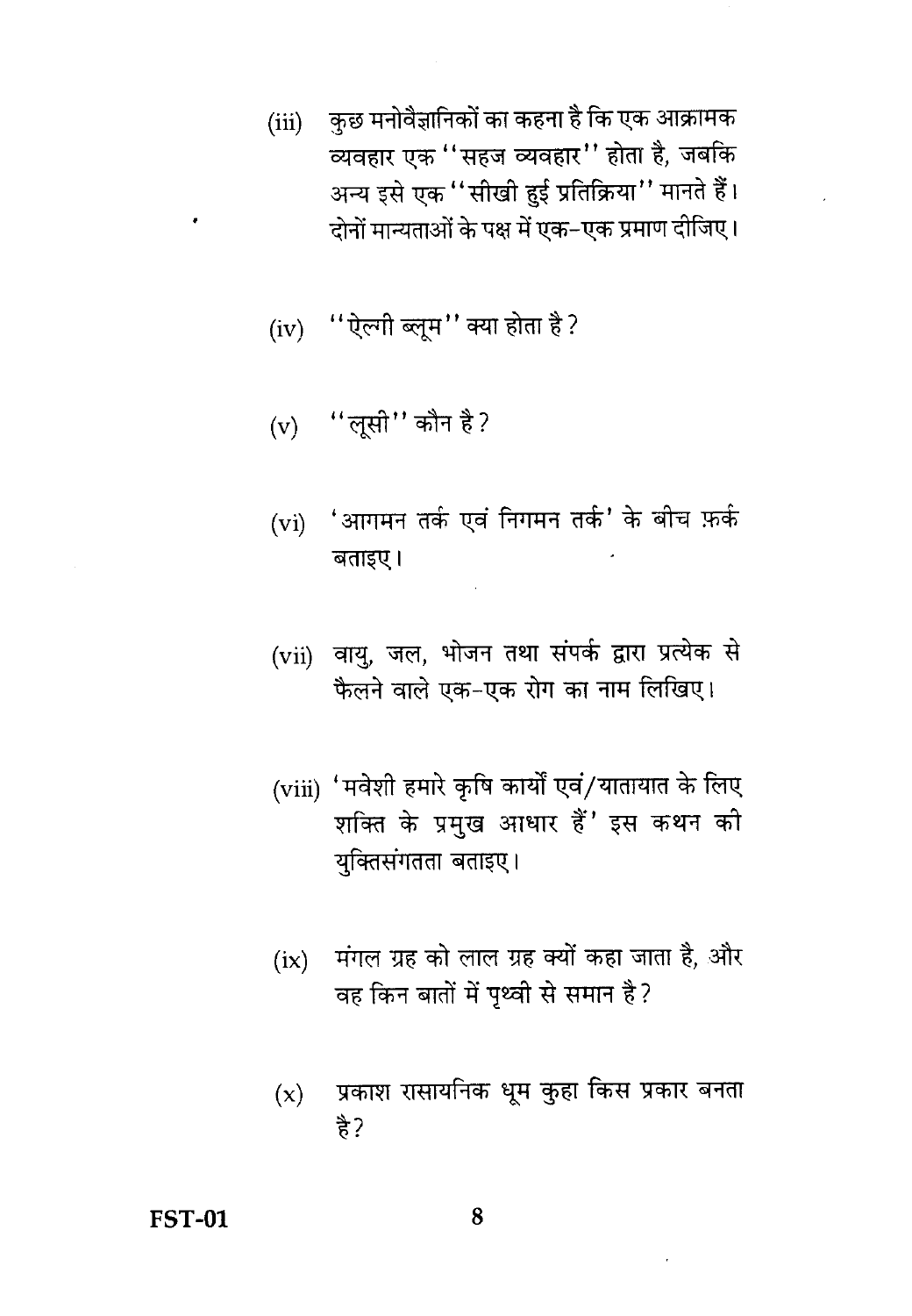(iii) कुछ मनोवैज्ञानिकों का कहना है कि एक आक्रामक व्यवहार एक "सहज व्यवहार" होता है, जबकि अन्य इसे एक "सीखी हुई प्रतिक्रिया" मानते हैं। दोनों मान्यताओं के पक्ष में एक-एक प्रमाण दीजिए।

(iv) "ऐल्गी ब्लूम" क्या होता है?

(v) "लूसी" कौन है?

(vi) 'आगमन तर्क एवं निगमन तर्क' के बीच फ़र्क बताइए।

(vii) वायु, जल, भोजन तथा संपर्क द्वारा प्रत्येक से फैलने वाले एक-एक रोग का नाम लिखिए।

(viii) 'मवेशी हमारे कृषि कार्यों एवं/यातायात के लिए शक्ति के प्रमुख आधार हैं' इस कथन की युक्तिसंगतता बताइए।

(ix) मंगल ग्रह को लाल ग्रह क्यों कहा जाता है, और वह किन बातों में पृथ्वी से समान है?

(x) प्रकाश रासायनिक धूम कुहा किस प्रकार बनता है?

FST-01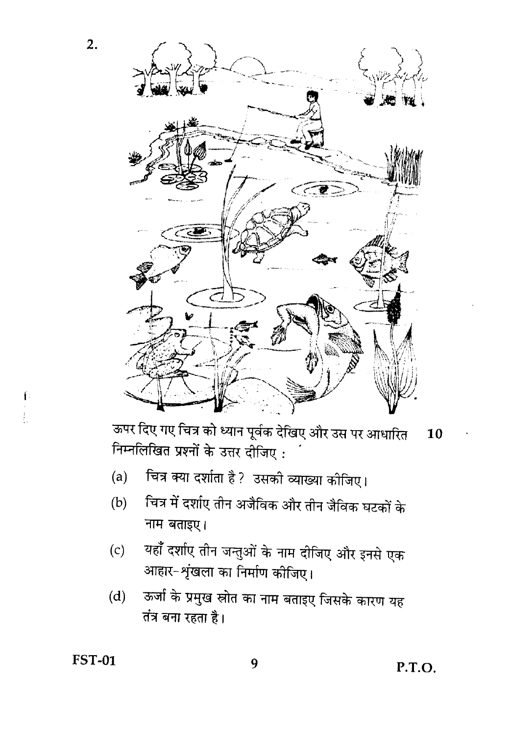2.

ऊपर दिए गए चित्र को ध्यान पूर्वक देखिए और उस पर आधारित निम्नलिखित प्रश्नों के उत्तर दीजिए : **10**

(a) चित्र क्या दर्शाता है ? उसकी व्याख्या कीजिए।

(b) चित्र में दर्शाए तीन अजैविक और तीन जैविक घटकों के नाम बताइए।

(c) यहाँ दर्शाए तीन जन्तुओं के नाम दीजिए और इनसे एक आहार-शृंखला का निर्माण कीजिए।

(d) ऊर्जा के प्रमुख स्रोत का नाम बताइए जिसके कारण यह तंत्र बना रहता है।

FST-01

P.T.O.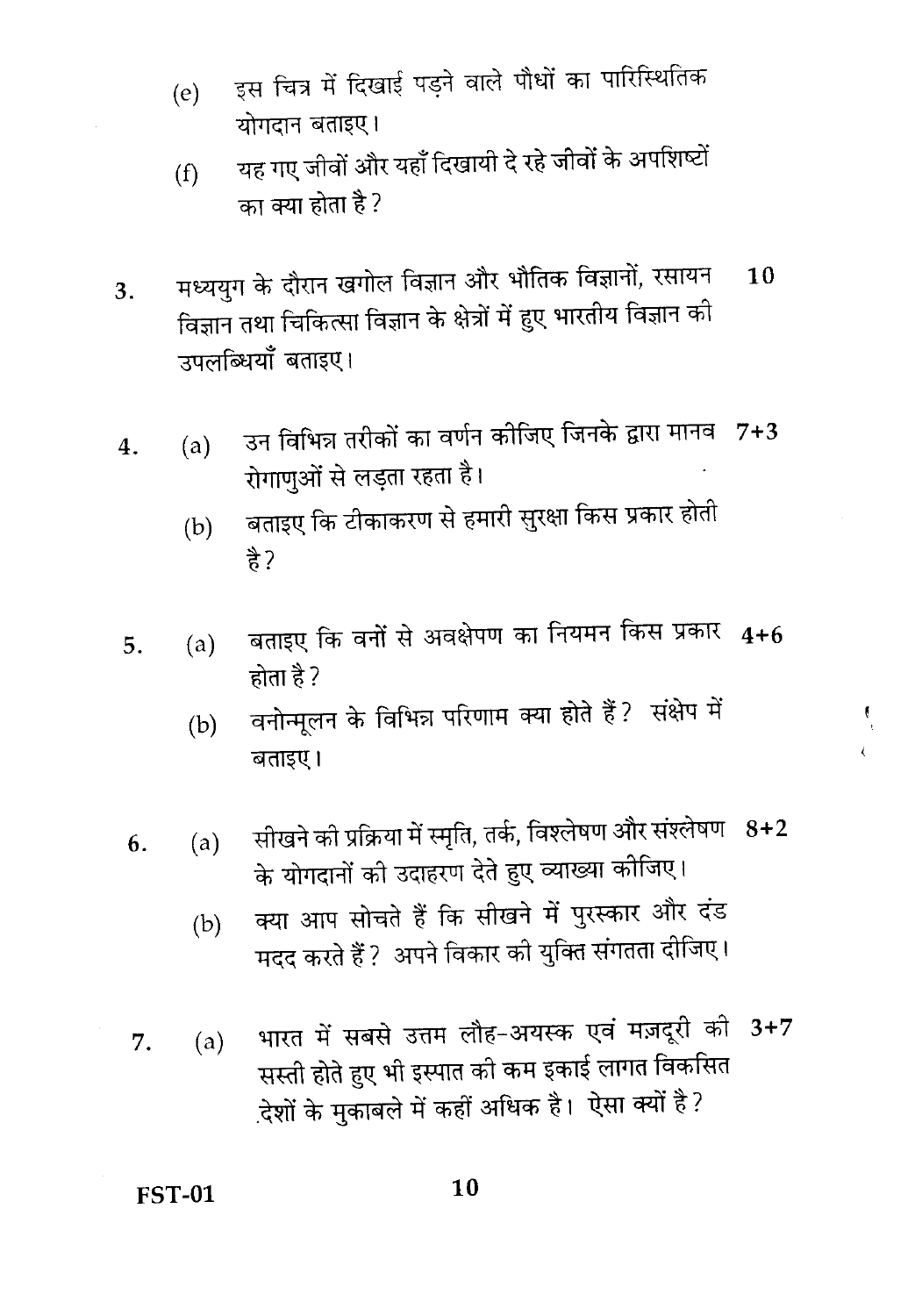(e) इस चित्र में दिखाई पड़ने वाले पौधों का पारिस्थितिक योगदान बताइए।

(f) यह गए जीवों और यहाँ दिखायी दे रहे जीवों के अपशिष्टों का क्या होता है?

3. मध्ययुग के दौरान खगोल विज्ञान और भौतिक विज्ञानों, रसायन विज्ञान तथा चिकित्सा विज्ञान के क्षेत्रों में हुए भारतीय विज्ञान की उपलब्धियाँ बताइए। **10**

4. (a) उन विभिन्न तरीकों का वर्णन कीजिए जिनके द्वारा मानव रोगाणुओं से लड़ता रहता है। **7+3**

   (b) बताइए कि टीकाकरण से हमारी सुरक्षा किस प्रकार होती है?

5. (a) बताइए कि वनों से अवक्षेपण का नियमन किस प्रकार होता है? **4+6**

   (b) वनोन्मूलन के विभिन्न परिणाम क्या होते हैं? संक्षेप में बताइए।

6. (a) सीखने की प्रक्रिया में स्मृति, तर्क, विश्लेषण और संश्लेषण के योगदानों की उदाहरण देते हुए व्याख्या कीजिए। **8+2**

   (b) क्या आप सोचते हैं कि सीखने में पुरस्कार और दंड मदद करते हैं? अपने विकार की युक्ति संगतता दीजिए।

7. (a) भारत में सबसे उत्तम लौह-अयस्क एवं मज़दूरी की सस्ती होते हुए भी इस्पात की कम इकाई लागत विकसित देशों के मुकाबले में कहीं अधिक है। ऐसा क्यों है? **3+7**

FST-01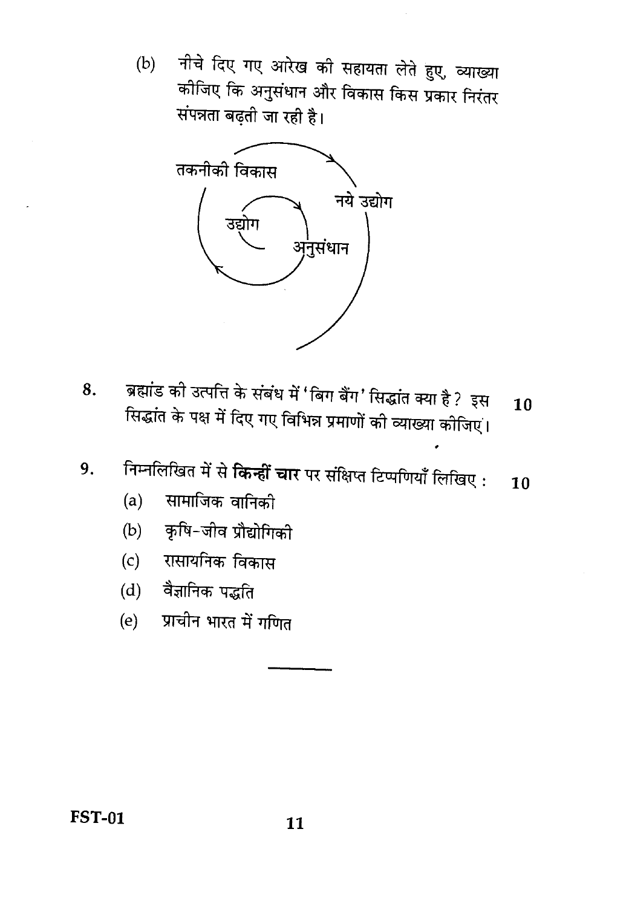(b) नीचे दिए गए आरेख की सहायता लेते हुए, व्याख्या कीजिए कि अनुसंधान और विकास किस प्रकार निरंतर संपन्नता बढ़ती जा रही है।

तकनीकी विकास

नये उद्योग

उद्योग

अनुसंधान

8. ब्रह्मांड की उत्पत्ति के संबंध में 'बिग बैंग' सिद्धांत क्या है ? इस सिद्धांत के पक्ष में दिए गए विभिन्न प्रमाणों की व्याख्या कीजिए। **10**

9. निम्नलिखित में से **किन्हीं चार** पर संक्षिप्त टिप्पणियाँ लिखिए : **10**

   (a) सामाजिक वानिकी

   (b) कृषि-जीव प्रौद्योगिकी

   (c) रासायनिक विकास

   (d) वैज्ञानिक पद्धति

   (e) प्राचीन भारत में गणित